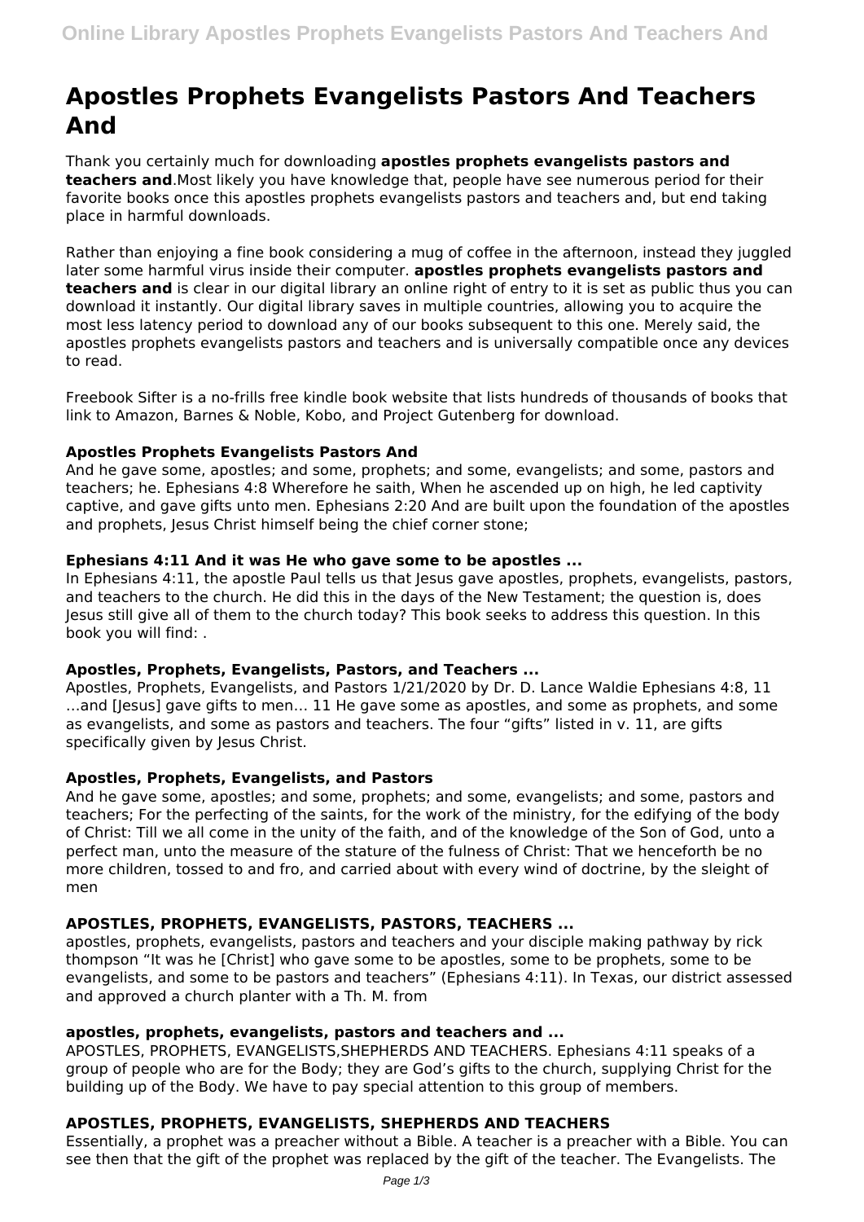# Apostles Prophets Evangelists Pastors And Teachers And

Thank you certainly much for downloading **apostles prophets evangelists pastors and teachers and**.Most likely you have knowledge that, people have see numerous period for their favorite books once this apostles prophets evangelists pastors and teachers and, but end taking place in harmful downloads.

Rather than enjoying a fine book considering a mug of coffee in the afternoon, instead they juggled later some harmful virus inside their computer. **apostles prophets evangelists pastors and teachers and** is clear in our digital library an online right of entry to it is set as public thus you can download it instantly. Our digital library saves in multiple countries, allowing you to acquire the most less latency period to download any of our books subsequent to this one. Merely said, the apostles prophets evangelists pastors and teachers and is universally compatible once any devices to read.

Freebook Sifter is a no-frills free kindle book website that lists hundreds of thousands of books that link to Amazon, Barnes & Noble, Kobo, and Project Gutenberg for download.

### Apostles Prophets Evangelists Pastors And

And he gave some, apostles; and some, prophets; and some, evangelists; and some, pastors and teachers; he. Ephesians 4:8 Wherefore he saith, When he ascended up on high, he led captivity captive, and gave gifts unto men. Ephesians 2:20 And are built upon the foundation of the apostles and prophets, Jesus Christ himself being the chief corner stone;

### Ephesians 4:11 And it was He who gave some to be apostles ...

In Ephesians 4:11, the apostle Paul tells us that Jesus gave apostles, prophets, evangelists, pastors, and teachers to the church. He did this in the days of the New Testament; the question is, does Jesus still give all of them to the church today? This book seeks to address this question. In this book you will find: .

### Apostles, Prophets, Evangelists, Pastors, and Teachers ...

Apostles, Prophets, Evangelists, and Pastors 1/21/2020 by Dr. D. Lance Waldie Ephesians 4:8, 11 …and [Jesus] gave gifts to men… 11 He gave some as apostles, and some as prophets, and some as evangelists, and some as pastors and teachers. The four "gifts" listed in v. 11, are gifts specifically given by Jesus Christ.

### Apostles, Prophets, Evangelists, and Pastors

And he gave some, apostles; and some, prophets; and some, evangelists; and some, pastors and teachers; For the perfecting of the saints, for the work of the ministry, for the edifying of the body of Christ: Till we all come in the unity of the faith, and of the knowledge of the Son of God, unto a perfect man, unto the measure of the stature of the fulness of Christ: That we henceforth be no more children, tossed to and fro, and carried about with every wind of doctrine, by the sleight of men

### APOSTLES, PROPHETS, EVANGELISTS, PASTORS, TEACHERS ...

apostles, prophets, evangelists, pastors and teachers and your disciple making pathway by rick thompson "It was he [Christ] who gave some to be apostles, some to be prophets, some to be evangelists, and some to be pastors and teachers" (Ephesians 4:11). In Texas, our district assessed and approved a church planter with a Th. M. from

### apostles, prophets, evangelists, pastors and teachers and ...

APOSTLES, PROPHETS, EVANGELISTS,SHEPHERDS AND TEACHERS. Ephesians 4:11 speaks of a group of people who are for the Body; they are God's gifts to the church, supplying Christ for the building up of the Body. We have to pay special attention to this group of members.

### APOSTLES, PROPHETS, EVANGELISTS, SHEPHERDS AND TEACHERS

Essentially, a prophet was a preacher without a Bible. A teacher is a preacher with a Bible. You can see then that the gift of the prophet was replaced by the gift of the teacher. The Evangelists. The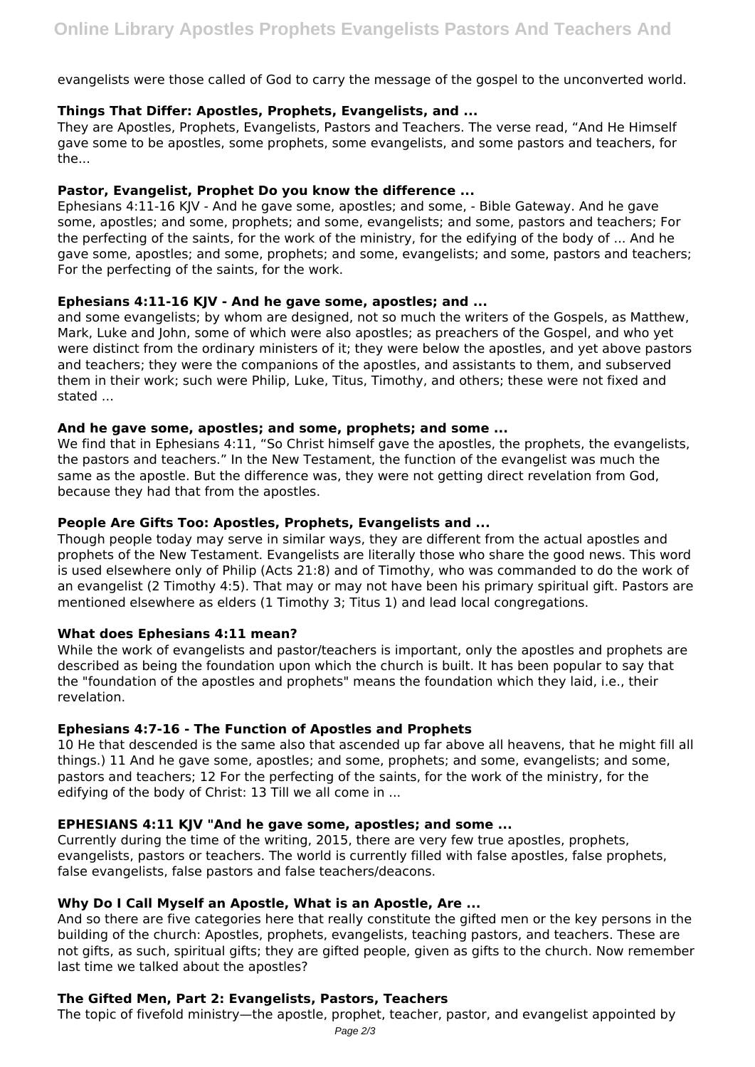evangelists were those called of God to carry the message of the gospel to the unconverted world.

### Things That Differ: Apostles, Prophets, Evangelists, and ...

They are Apostles, Prophets, Evangelists, Pastors and Teachers. The verse read, "And He Himself gave some to be apostles, some prophets, some evangelists, and some pastors and teachers, for the...

### Pastor, Evangelist, Prophet Do you know the difference ...

Ephesians 4:11-16 KJV - And he gave some, apostles; and some, - Bible Gateway. And he gave some, apostles; and some, prophets; and some, evangelists; and some, pastors and teachers; For the perfecting of the saints, for the work of the ministry, for the edifying of the body of ... And he gave some, apostles; and some, prophets; and some, evangelists; and some, pastors and teachers; For the perfecting of the saints, for the work.

### Ephesians 4:11-16 KJV - And he gave some, apostles; and ...

and some evangelists; by whom are designed, not so much the writers of the Gospels, as Matthew, Mark, Luke and John, some of which were also apostles; as preachers of the Gospel, and who yet were distinct from the ordinary ministers of it; they were below the apostles, and yet above pastors and teachers; they were the companions of the apostles, and assistants to them, and subserved them in their work; such were Philip, Luke, Titus, Timothy, and others; these were not fixed and stated ...

### And he gave some, apostles; and some, prophets; and some ...

We find that in Ephesians 4:11, "So Christ himself gave the apostles, the prophets, the evangelists, the pastors and teachers." In the New Testament, the function of the evangelist was much the same as the apostle. But the difference was, they were not getting direct revelation from God, because they had that from the apostles.

### People Are Gifts Too: Apostles, Prophets, Evangelists and ...

Though people today may serve in similar ways, they are different from the actual apostles and prophets of the New Testament. Evangelists are literally those who share the good news. This word is used elsewhere only of Philip (Acts 21:8) and of Timothy, who was commanded to do the work of an evangelist (2 Timothy 4:5). That may or may not have been his primary spiritual gift. Pastors are mentioned elsewhere as elders (1 Timothy 3; Titus 1) and lead local congregations.

### What does Ephesians 4:11 mean?

While the work of evangelists and pastor/teachers is important, only the apostles and prophets are described as being the foundation upon which the church is built. It has been popular to say that the "foundation of the apostles and prophets" means the foundation which they laid, i.e., their revelation.

### Ephesians 4:7-16 - The Function of Apostles and Prophets

10 He that descended is the same also that ascended up far above all heavens, that he might fill all things.) 11 And he gave some, apostles; and some, prophets; and some, evangelists; and some, pastors and teachers; 12 For the perfecting of the saints, for the work of the ministry, for the edifying of the body of Christ: 13 Till we all come in ...

### EPHESIANS 4:11 KJV "And he gave some, apostles; and some ...

Currently during the time of the writing, 2015, there are very few true apostles, prophets, evangelists, pastors or teachers. The world is currently filled with false apostles, false prophets, false evangelists, false pastors and false teachers/deacons.

### Why Do I Call Myself an Apostle, What is an Apostle, Are ...

And so there are five categories here that really constitute the gifted men or the key persons in the building of the church: Apostles, prophets, evangelists, teaching pastors, and teachers. These are not gifts, as such, spiritual gifts; they are gifted people, given as gifts to the church. Now remember last time we talked about the apostles?

### The Gifted Men, Part 2: Evangelists, Pastors, Teachers

The topic of fivefold ministry—the apostle, prophet, teacher, pastor, and evangelist appointed by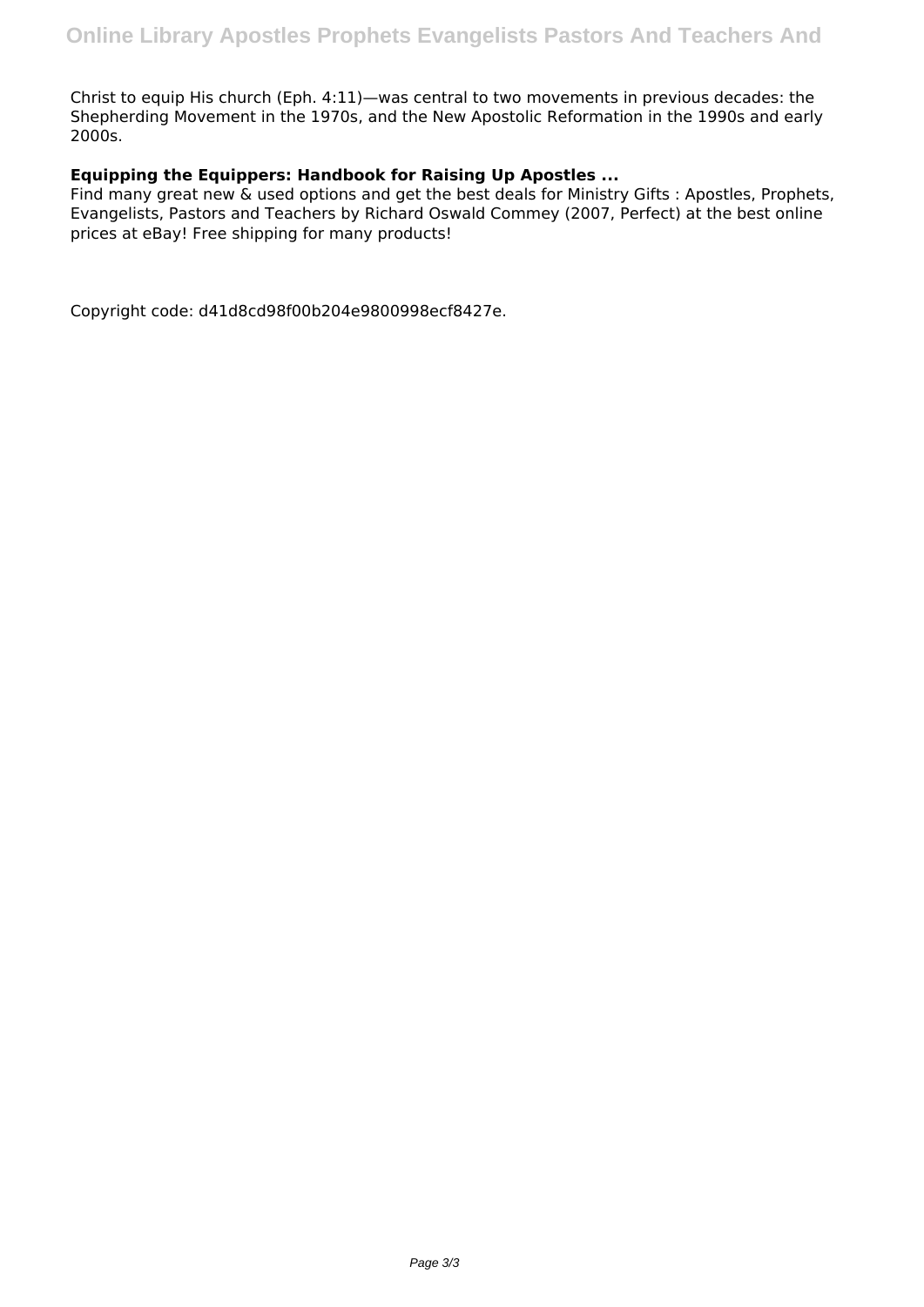Christ to equip His church (Eph. 4:11)—was central to two movements in previous decades: the Shepherding Movement in the 1970s, and the New Apostolic Reformation in the 1990s and early 2000s.

**Equipping the Equippers: Handbook for Raising Up Apostles ...**

Find many great new & used options and get the best deals for Ministry Gifts : Apostles, Prophets, Evangelists, Pastors and Teachers by Richard Oswald Commey (2007, Perfect) at the best online prices at eBay! Free shipping for many products!

Copyright code: d41d8cd98f00b204e9800998ecf8427e.